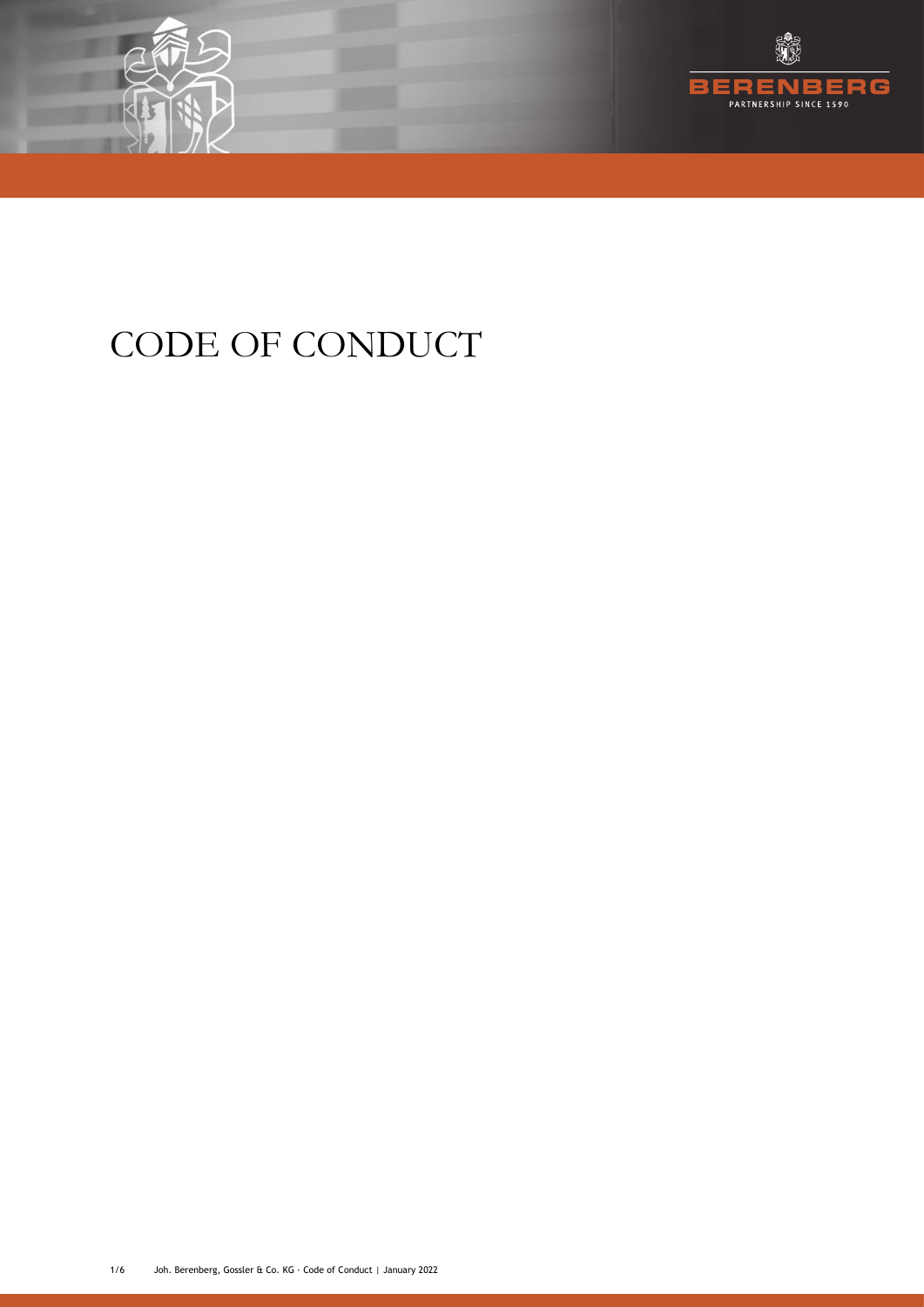# CODE OF CONDUCT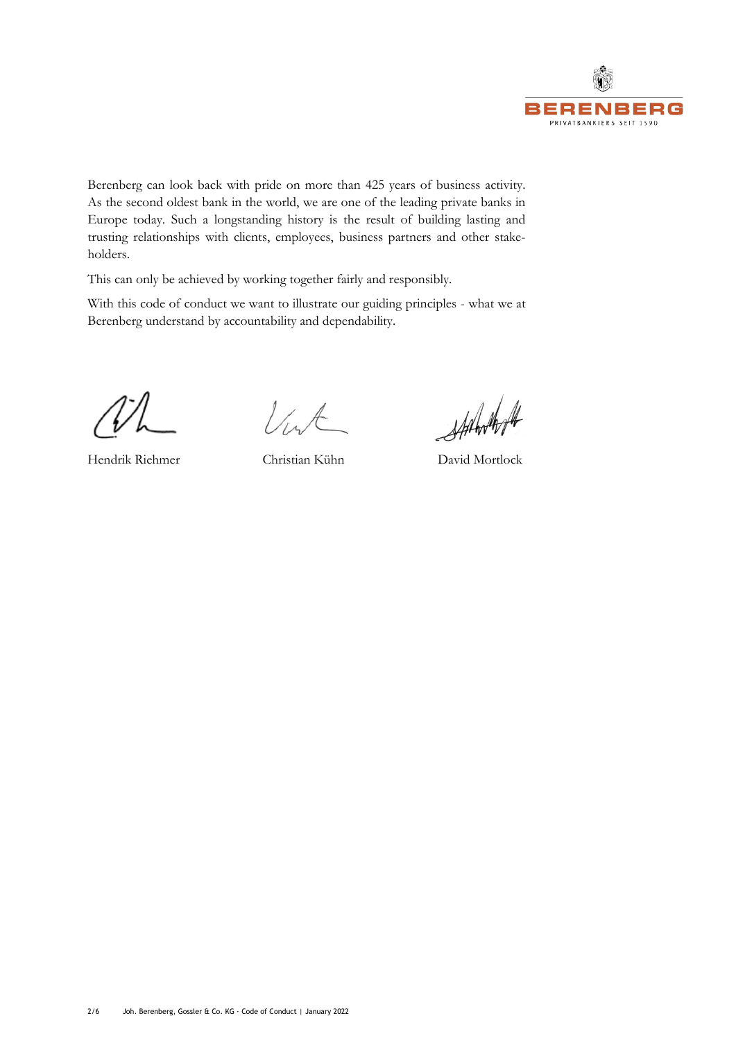Berenberg can look back with pride on more than 425 years of business activity. As the second oldest bank in the world, we are one of the leading private banks in Europe today. Such a longstanding history is the result of building lasting and trusting relationships with clients, employees, business partners and other stake-holders.

This can only be achieved by working together fairly and responsibly.

With this code of conduct we want to illustrate our guiding principles - what we at Berenberg understand by accountability and dependability.

Hendrik Riehmer    Christian Kühn    David Mortlock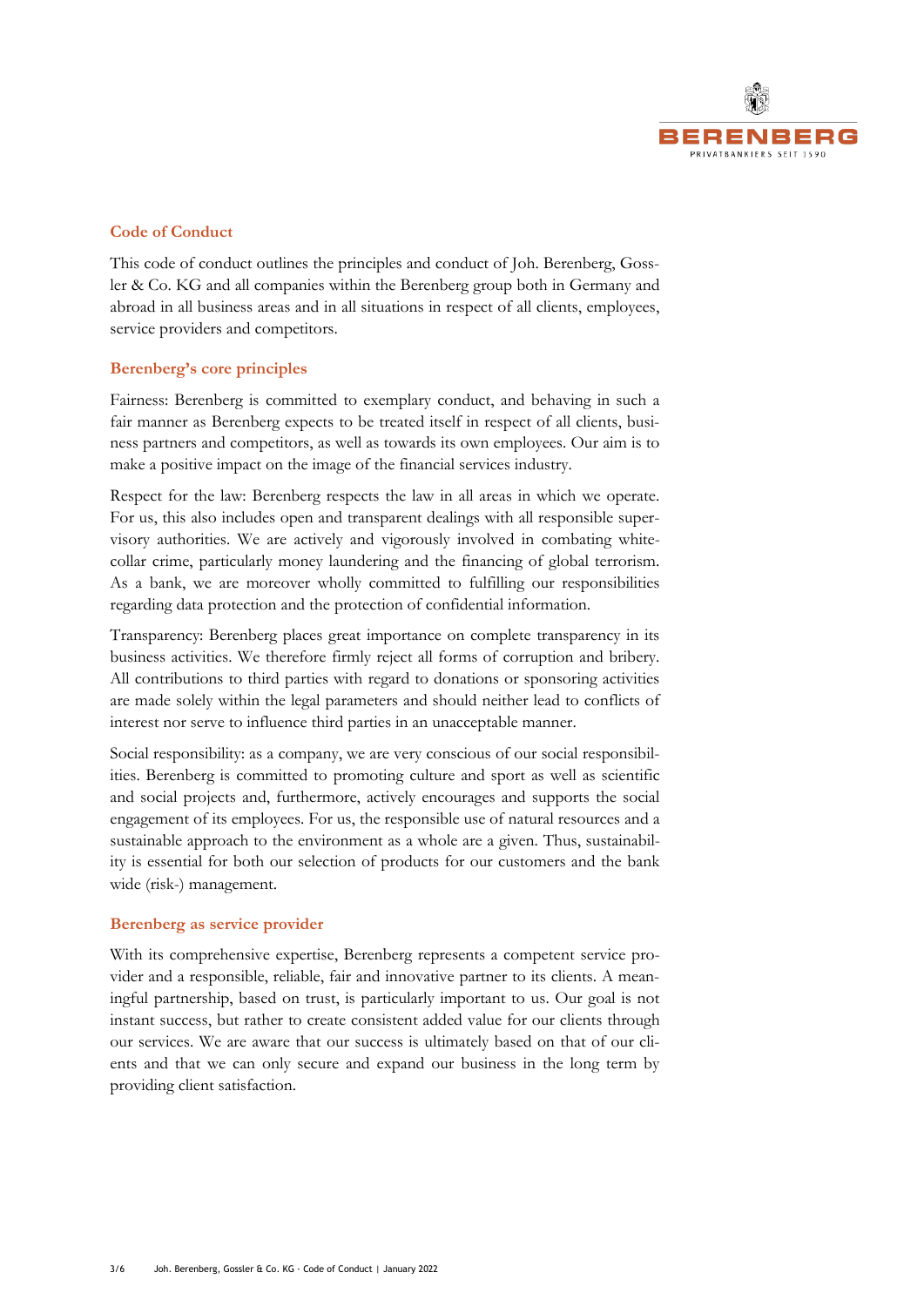## Code of Conduct

This code of conduct outlines the principles and conduct of Joh. Berenberg, Gossler & Co. KG and all companies within the Berenberg group both in Germany and abroad in all business areas and in all situations in respect of all clients, employees, service providers and competitors.

## Berenberg's core principles

Fairness: Berenberg is committed to exemplary conduct, and behaving in such a fair manner as Berenberg expects to be treated itself in respect of all clients, business partners and competitors, as well as towards its own employees. Our aim is to make a positive impact on the image of the financial services industry.

Respect for the law: Berenberg respects the law in all areas in which we operate. For us, this also includes open and transparent dealings with all responsible supervisory authorities. We are actively and vigorously involved in combating white-collar crime, particularly money laundering and the financing of global terrorism. As a bank, we are moreover wholly committed to fulfilling our responsibilities regarding data protection and the protection of confidential information.

Transparency: Berenberg places great importance on complete transparency in its business activities. We therefore firmly reject all forms of corruption and bribery. All contributions to third parties with regard to donations or sponsoring activities are made solely within the legal parameters and should neither lead to conflicts of interest nor serve to influence third parties in an unacceptable manner.

Social responsibility: as a company, we are very conscious of our social responsibilities. Berenberg is committed to promoting culture and sport as well as scientific and social projects and, furthermore, actively encourages and supports the social engagement of its employees. For us, the responsible use of natural resources and a sustainable approach to the environment as a whole are a given. Thus, sustainability is essential for both our selection of products for our customers and the bank wide (risk-) management.

## Berenberg as service provider

With its comprehensive expertise, Berenberg represents a competent service provider and a responsible, reliable, fair and innovative partner to its clients. A meaningful partnership, based on trust, is particularly important to us. Our goal is not instant success, but rather to create consistent added value for our clients through our services. We are aware that our success is ultimately based on that of our clients and that we can only secure and expand our business in the long term by providing client satisfaction.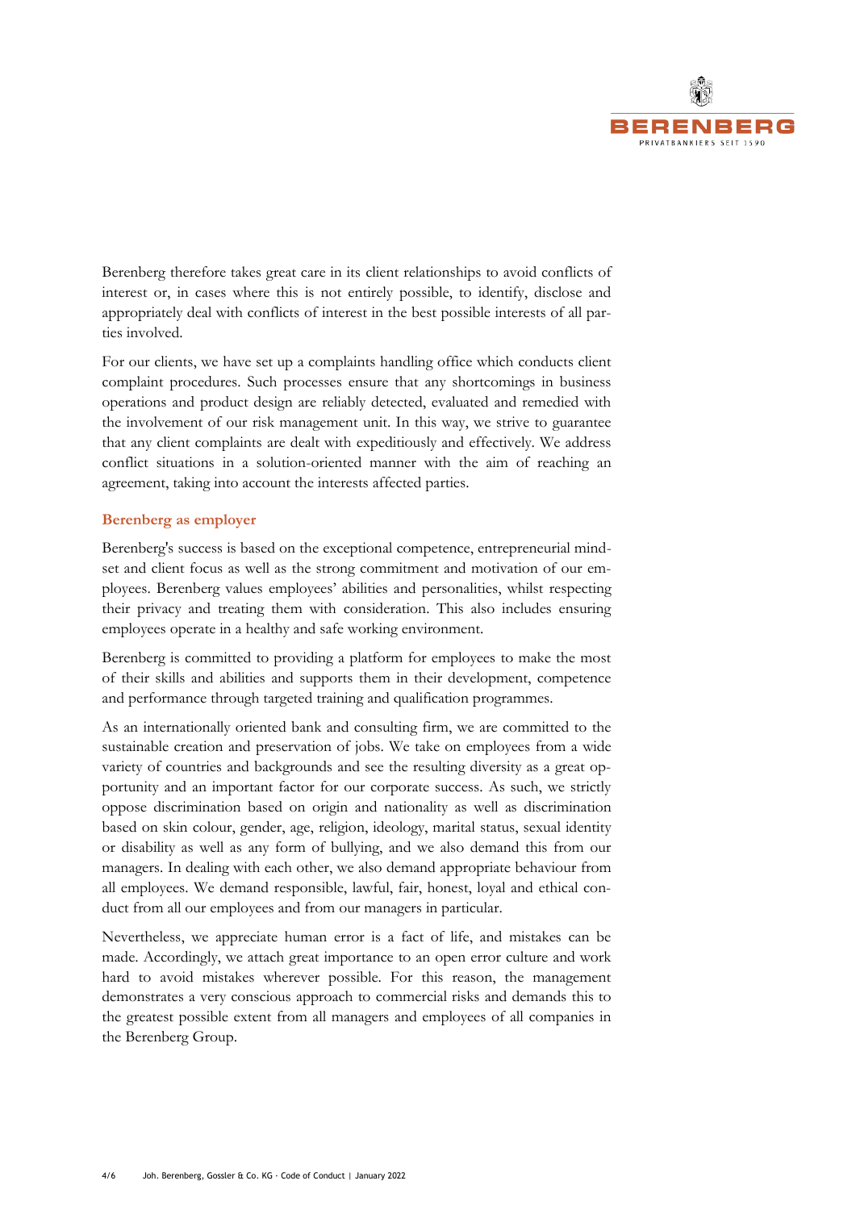Berenberg therefore takes great care in its client relationships to avoid conflicts of interest or, in cases where this is not entirely possible, to identify, disclose and appropriately deal with conflicts of interest in the best possible interests of all parties involved.

For our clients, we have set up a complaints handling office which conducts client complaint procedures. Such processes ensure that any shortcomings in business operations and product design are reliably detected, evaluated and remedied with the involvement of our risk management unit. In this way, we strive to guarantee that any client complaints are dealt with expeditiously and effectively. We address conflict situations in a solution-oriented manner with the aim of reaching an agreement, taking into account the interests affected parties.

### Berenberg as employer

Berenberg's success is based on the exceptional competence, entrepreneurial mindset and client focus as well as the strong commitment and motivation of our employees. Berenberg values employees' abilities and personalities, whilst respecting their privacy and treating them with consideration. This also includes ensuring employees operate in a healthy and safe working environment.

Berenberg is committed to providing a platform for employees to make the most of their skills and abilities and supports them in their development, competence and performance through targeted training and qualification programmes.

As an internationally oriented bank and consulting firm, we are committed to the sustainable creation and preservation of jobs. We take on employees from a wide variety of countries and backgrounds and see the resulting diversity as a great opportunity and an important factor for our corporate success. As such, we strictly oppose discrimination based on origin and nationality as well as discrimination based on skin colour, gender, age, religion, ideology, marital status, sexual identity or disability as well as any form of bullying, and we also demand this from our managers. In dealing with each other, we also demand appropriate behaviour from all employees. We demand responsible, lawful, fair, honest, loyal and ethical conduct from all our employees and from our managers in particular.

Nevertheless, we appreciate human error is a fact of life, and mistakes can be made. Accordingly, we attach great importance to an open error culture and work hard to avoid mistakes wherever possible. For this reason, the management demonstrates a very conscious approach to commercial risks and demands this to the greatest possible extent from all managers and employees of all companies in the Berenberg Group.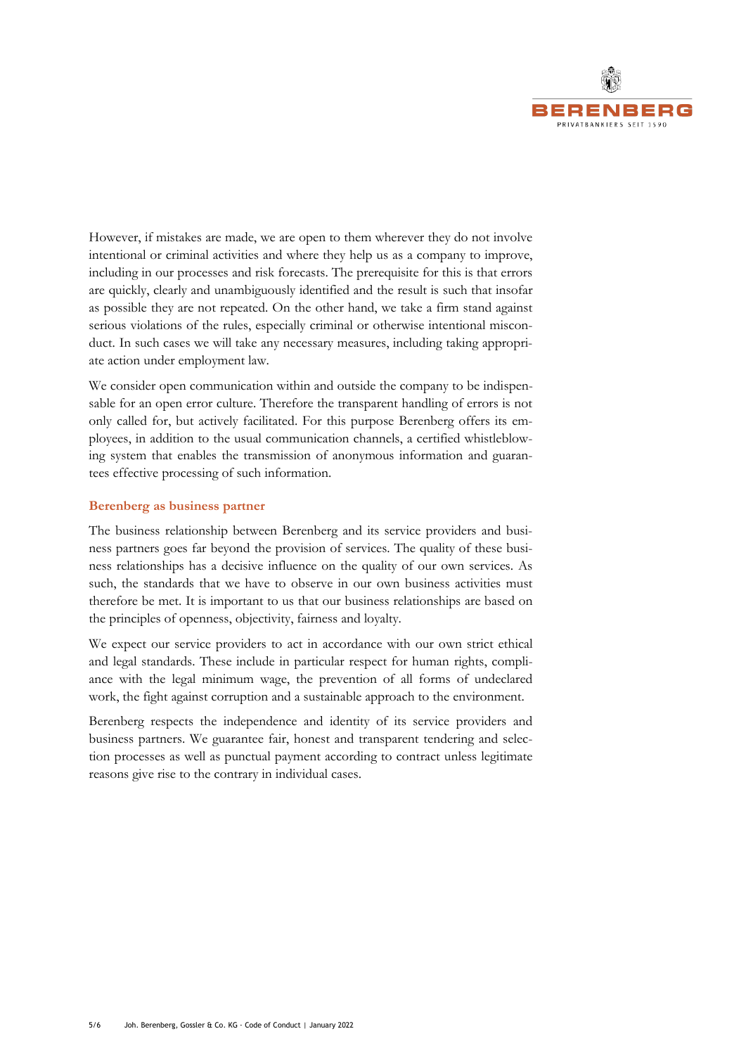However, if mistakes are made, we are open to them wherever they do not involve intentional or criminal activities and where they help us as a company to improve, including in our processes and risk forecasts. The prerequisite for this is that errors are quickly, clearly and unambiguously identified and the result is such that insofar as possible they are not repeated. On the other hand, we take a firm stand against serious violations of the rules, especially criminal or otherwise intentional misconduct. In such cases we will take any necessary measures, including taking appropriate action under employment law.

We consider open communication within and outside the company to be indispensable for an open error culture. Therefore the transparent handling of errors is not only called for, but actively facilitated. For this purpose Berenberg offers its employees, in addition to the usual communication channels, a certified whistleblowing system that enables the transmission of anonymous information and guarantees effective processing of such information.

### Berenberg as business partner

The business relationship between Berenberg and its service providers and business partners goes far beyond the provision of services. The quality of these business relationships has a decisive influence on the quality of our own services. As such, the standards that we have to observe in our own business activities must therefore be met. It is important to us that our business relationships are based on the principles of openness, objectivity, fairness and loyalty.

We expect our service providers to act in accordance with our own strict ethical and legal standards. These include in particular respect for human rights, compliance with the legal minimum wage, the prevention of all forms of undeclared work, the fight against corruption and a sustainable approach to the environment.

Berenberg respects the independence and identity of its service providers and business partners. We guarantee fair, honest and transparent tendering and selection processes as well as punctual payment according to contract unless legitimate reasons give rise to the contrary in individual cases.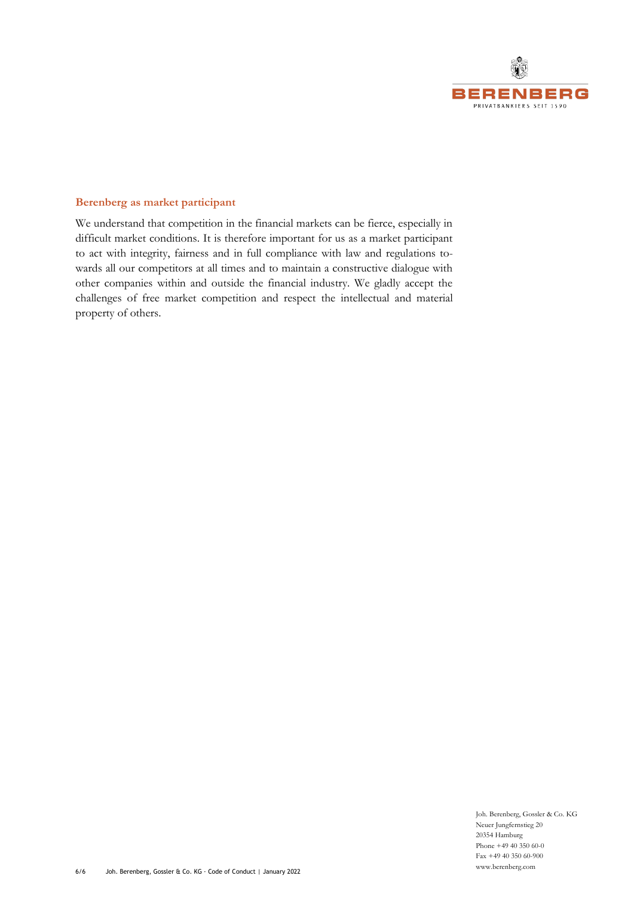## Berenberg as market participant

We understand that competition in the financial markets can be fierce, especially in difficult market conditions. It is therefore important for us as a market participant to act with integrity, fairness and in full compliance with law and regulations towards all our competitors at all times and to maintain a constructive dialogue with other companies within and outside the financial industry. We gladly accept the challenges of free market competition and respect the intellectual and material property of others.

Joh. Berenberg, Gossler & Co. KG
Neuer Jungfernstieg 20
20354 Hamburg
Phone +49 40 350 60-0
Fax +49 40 350 60-900
www.berenberg.com